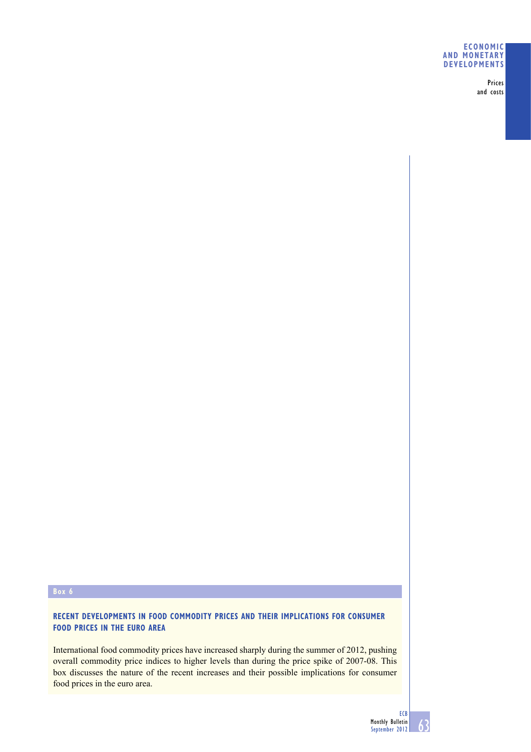## Box 6

### RECENT DEVELOPMENTS IN FOOD COMMODITY PRICES AND THEIR IMPLICATIONS FOR CONSUMER FOOD PRICES IN THE EURO AREA

International food commodity prices have increased sharply during the summer of 2012, pushing overall commodity price indices to higher levels than during the price spike of 2007-08. This box discusses the nature of the recent increases and their possible implications for consumer food prices in the euro area.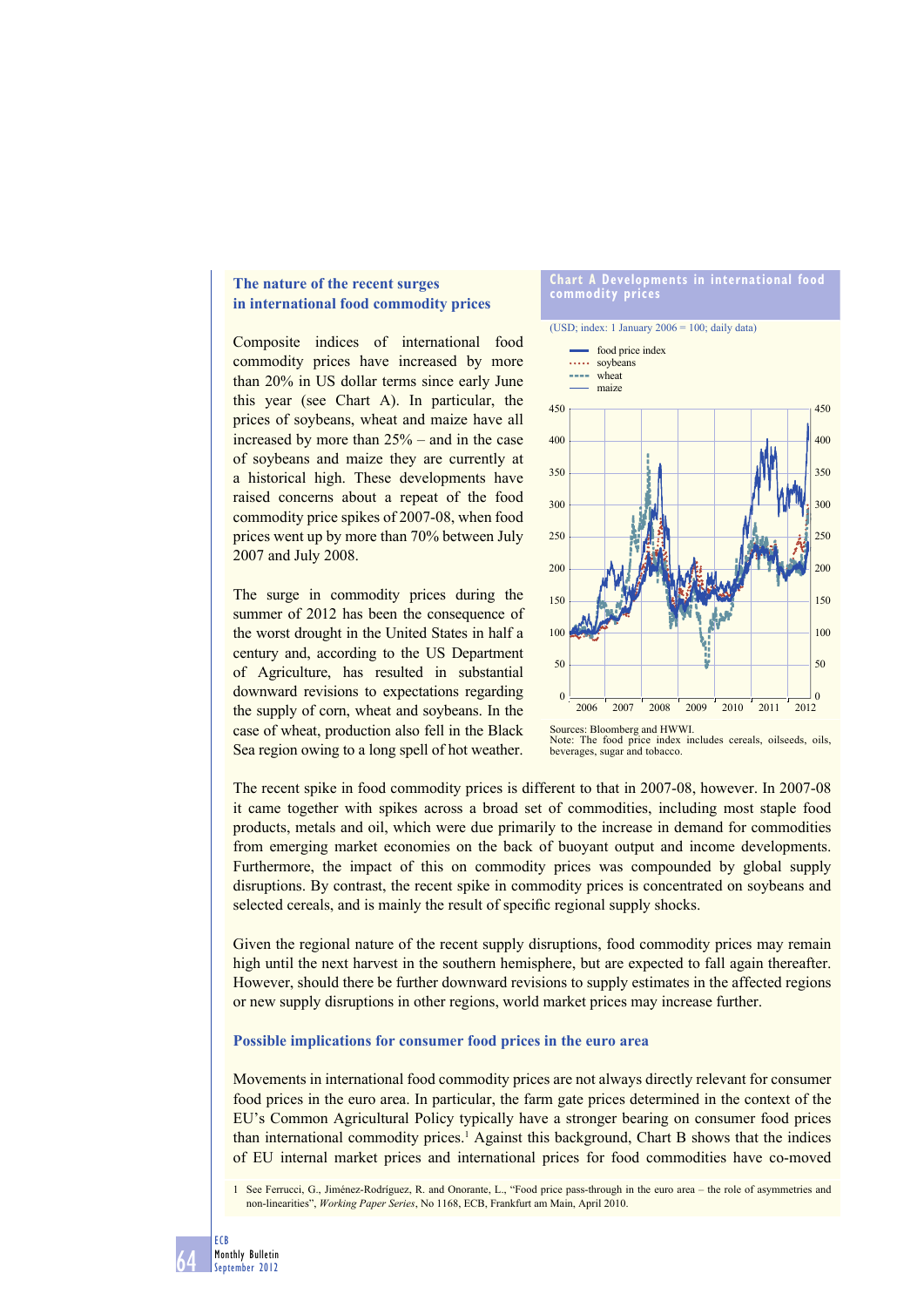### The nature of the recent surges in international food commodity prices

Composite indices of international food commodity prices have increased by more than 20% in US dollar terms since early June this year (see Chart A). In particular, the prices of soybeans, wheat and maize have all increased by more than 25% – and in the case of soybeans and maize they are currently at a historical high. These developments have raised concerns about a repeat of the food commodity price spikes of 2007-08, when food prices went up by more than 70% between July 2007 and July 2008.

The surge in commodity prices during the summer of 2012 has been the consequence of the worst drought in the United States in half a century and, according to the US Department of Agriculture, has resulted in substantial downward revisions to expectations regarding the supply of corn, wheat and soybeans. In the case of wheat, production also fell in the Black Sea region owing to a long spell of hot weather.

**Chart A Developments in international food commodity prices**

(USD; index: 1 January 2006 = 100; daily data)

- food price index
- soybeans
- wheat
- maize

Sources: Bloomberg and HWWI.
Note: The food price index includes cereals, oilseeds, oils, beverages, sugar and tobacco.

The recent spike in food commodity prices is different to that in 2007-08, however. In 2007-08 it came together with spikes across a broad set of commodities, including most staple food products, metals and oil, which were due primarily to the increase in demand for commodities from emerging market economies on the back of buoyant output and income developments. Furthermore, the impact of this on commodity prices was compounded by global supply disruptions. By contrast, the recent spike in commodity prices is concentrated on soybeans and selected cereals, and is mainly the result of specific regional supply shocks.

Given the regional nature of the recent supply disruptions, food commodity prices may remain high until the next harvest in the southern hemisphere, but are expected to fall again thereafter. However, should there be further downward revisions to supply estimates in the affected regions or new supply disruptions in other regions, world market prices may increase further.

### Possible implications for consumer food prices in the euro area

Movements in international food commodity prices are not always directly relevant for consumer food prices in the euro area. In particular, the farm gate prices determined in the context of the EU's Common Agricultural Policy typically have a stronger bearing on consumer food prices than international commodity prices.[1] Against this background, Chart B shows that the indices of EU internal market prices and international prices for food commodities have co-moved

1 See Ferrucci, G., Jiménez-Rodríguez, R. and Onorante, L., "Food price pass-through in the euro area – the role of asymmetries and non-linearities", *Working Paper Series*, No 1168, ECB, Frankfurt am Main, April 2010.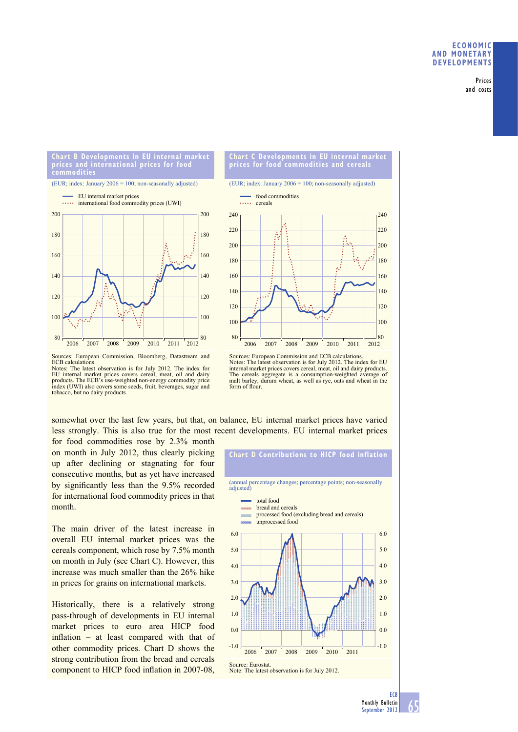**Chart B Developments in EU internal market prices and international prices for food commodities**

(EUR; index: January 2006 = 100; non-seasonally adjusted)

Sources: European Commission, Bloomberg, Datastream and ECB calculations.
Notes: The latest observation is for July 2012. The index for EU internal market prices covers cereal, meat, oil and dairy products. The ECB's use-weighted non-energy commodity price index (UWI) also covers some seeds, fruit, beverages, sugar and tobacco, but no dairy products.

**Chart C Developments in EU internal market prices for food commodities and cereals**

(EUR; index: January 2006 = 100; non-seasonally adjusted)

Sources: European Commission and ECB calculations.
Notes: The latest observation is for July 2012. The index for EU internal market prices covers cereal, meat, oil and dairy products. The cereals aggregate is a consumption-weighted average of malt barley, durum wheat, as well as rye, oats and wheat in the form of flour.

somewhat over the last few years, but that, on balance, EU internal market prices have varied less strongly. This is also true for the most recent developments. EU internal market prices for food commodities rose by 2.3% month on month in July 2012, thus clearly picking up after declining or stagnating for four consecutive months, but as yet have increased by significantly less than the 9.5% recorded for international food commodity prices in that month.

The main driver of the latest increase in overall EU internal market prices was the cereals component, which rose by 7.5% month on month in July (see Chart C). However, this increase was much smaller than the 26% hike in prices for grains on international markets.

Historically, there is a relatively strong pass-through of developments in EU internal market prices to euro area HICP food inflation – at least compared with that of other commodity prices. Chart D shows the strong contribution from the bread and cereals component to HICP food inflation in 2007-08,

**Chart D Contributions to HICP food inflation**

(annual percentage changes; percentage points; non-seasonally adjusted)

Source: Eurostat.
Note: The latest observation is for July 2012.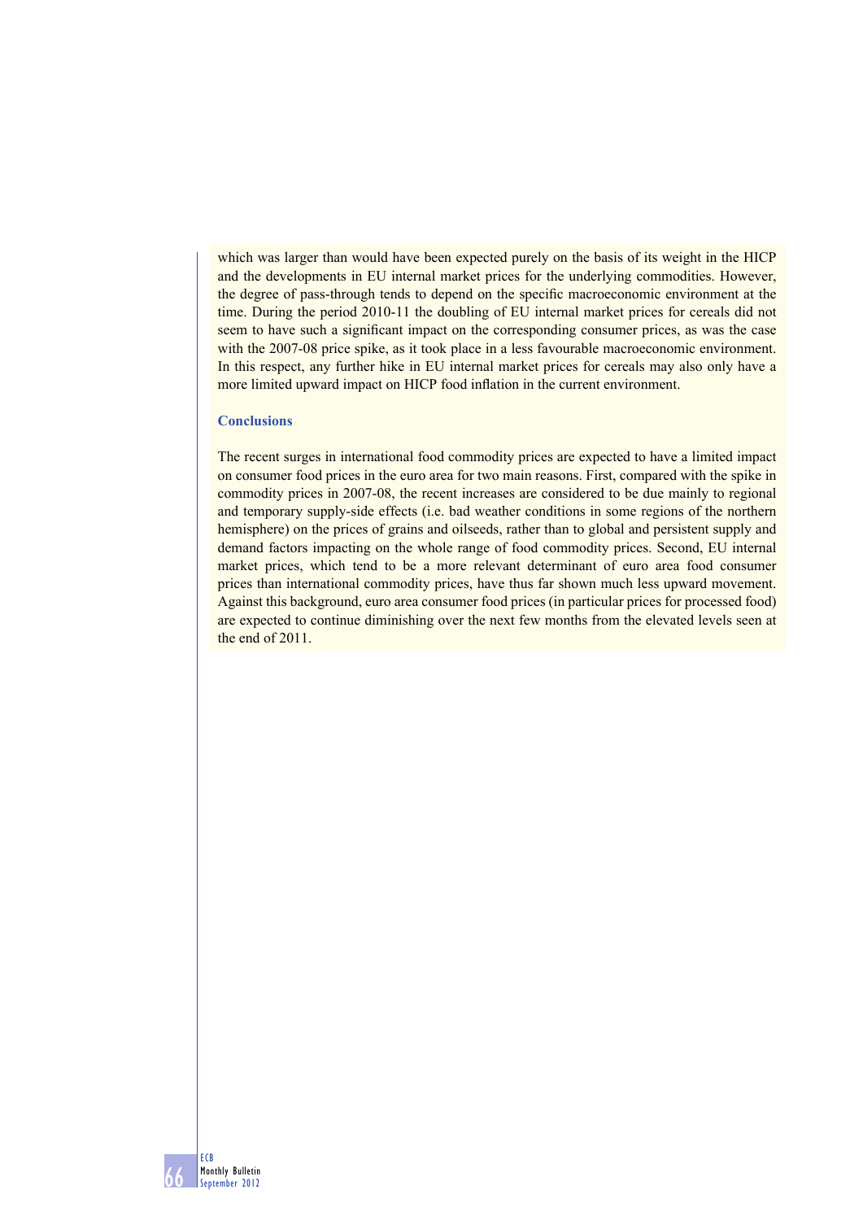which was larger than would have been expected purely on the basis of its weight in the HICP and the developments in EU internal market prices for the underlying commodities. However, the degree of pass-through tends to depend on the specific macroeconomic environment at the time. During the period 2010-11 the doubling of EU internal market prices for cereals did not seem to have such a significant impact on the corresponding consumer prices, as was the case with the 2007-08 price spike, as it took place in a less favourable macroeconomic environment. In this respect, any further hike in EU internal market prices for cereals may also only have a more limited upward impact on HICP food inflation in the current environment.

### Conclusions

The recent surges in international food commodity prices are expected to have a limited impact on consumer food prices in the euro area for two main reasons. First, compared with the spike in commodity prices in 2007-08, the recent increases are considered to be due mainly to regional and temporary supply-side effects (i.e. bad weather conditions in some regions of the northern hemisphere) on the prices of grains and oilseeds, rather than to global and persistent supply and demand factors impacting on the whole range of food commodity prices. Second, EU internal market prices, which tend to be a more relevant determinant of euro area food consumer prices than international commodity prices, have thus far shown much less upward movement. Against this background, euro area consumer food prices (in particular prices for processed food) are expected to continue diminishing over the next few months from the elevated levels seen at the end of 2011.